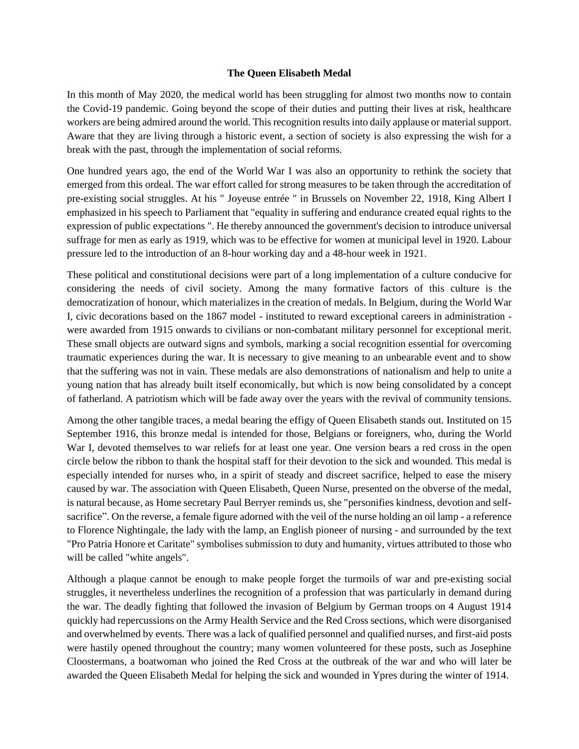**The Queen Elisabeth Medal**

In this month of May 2020, the medical world has been struggling for almost two months now to contain the Covid-19 pandemic. Going beyond the scope of their duties and putting their lives at risk, healthcare workers are being admired around the world. This recognition results into daily applause or material support. Aware that they are living through a historic event, a section of society is also expressing the wish for a break with the past, through the implementation of social reforms.

One hundred years ago, the end of the World War I was also an opportunity to rethink the society that emerged from this ordeal. The war effort called for strong measures to be taken through the accreditation of pre-existing social struggles. At his " Joyeuse entrée " in Brussels on November 22, 1918, King Albert I emphasized in his speech to Parliament that "equality in suffering and endurance created equal rights to the expression of public expectations ". He thereby announced the government's decision to introduce universal suffrage for men as early as 1919, which was to be effective for women at municipal level in 1920. Labour pressure led to the introduction of an 8-hour working day and a 48-hour week in 1921.

These political and constitutional decisions were part of a long implementation of a culture conducive for considering the needs of civil society. Among the many formative factors of this culture is the democratization of honour, which materializes in the creation of medals. In Belgium, during the World War I, civic decorations based on the 1867 model - instituted to reward exceptional careers in administration - were awarded from 1915 onwards to civilians or non-combatant military personnel for exceptional merit. These small objects are outward signs and symbols, marking a social recognition essential for overcoming traumatic experiences during the war. It is necessary to give meaning to an unbearable event and to show that the suffering was not in vain. These medals are also demonstrations of nationalism and help to unite a young nation that has already built itself economically, but which is now being consolidated by a concept of fatherland. A patriotism which will be fade away over the years with the revival of community tensions.

Among the other tangible traces, a medal bearing the effigy of Queen Elisabeth stands out. Instituted on 15 September 1916, this bronze medal is intended for those, Belgians or foreigners, who, during the World War I, devoted themselves to war reliefs for at least one year. One version bears a red cross in the open circle below the ribbon to thank the hospital staff for their devotion to the sick and wounded. This medal is especially intended for nurses who, in a spirit of steady and discreet sacrifice, helped to ease the misery caused by war. The association with Queen Elisabeth, Queen Nurse, presented on the obverse of the medal, is natural because, as Home secretary Paul Berryer reminds us, she "personifies kindness, devotion and self-sacrifice". On the reverse, a female figure adorned with the veil of the nurse holding an oil lamp - a reference to Florence Nightingale, the lady with the lamp, an English pioneer of nursing - and surrounded by the text "Pro Patria Honore et Caritate" symbolises submission to duty and humanity, virtues attributed to those who will be called "white angels".

Although a plaque cannot be enough to make people forget the turmoils of war and pre-existing social struggles, it nevertheless underlines the recognition of a profession that was particularly in demand during the war. The deadly fighting that followed the invasion of Belgium by German troops on 4 August 1914 quickly had repercussions on the Army Health Service and the Red Cross sections, which were disorganised and overwhelmed by events. There was a lack of qualified personnel and qualified nurses, and first-aid posts were hastily opened throughout the country; many women volunteered for these posts, such as Josephine Cloostermans, a boatwoman who joined the Red Cross at the outbreak of the war and who will later be awarded the Queen Elisabeth Medal for helping the sick and wounded in Ypres during the winter of 1914.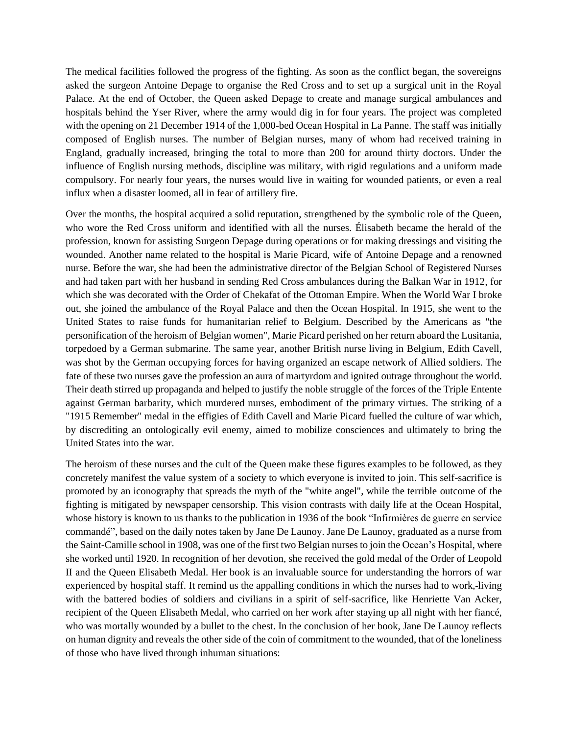The medical facilities followed the progress of the fighting. As soon as the conflict began, the sovereigns asked the surgeon Antoine Depage to organise the Red Cross and to set up a surgical unit in the Royal Palace. At the end of October, the Queen asked Depage to create and manage surgical ambulances and hospitals behind the Yser River, where the army would dig in for four years. The project was completed with the opening on 21 December 1914 of the 1,000-bed Ocean Hospital in La Panne. The staff was initially composed of English nurses. The number of Belgian nurses, many of whom had received training in England, gradually increased, bringing the total to more than 200 for around thirty doctors. Under the influence of English nursing methods, discipline was military, with rigid regulations and a uniform made compulsory. For nearly four years, the nurses would live in waiting for wounded patients, or even a real influx when a disaster loomed, all in fear of artillery fire.

Over the months, the hospital acquired a solid reputation, strengthened by the symbolic role of the Queen, who wore the Red Cross uniform and identified with all the nurses. Élisabeth became the herald of the profession, known for assisting Surgeon Depage during operations or for making dressings and visiting the wounded. Another name related to the hospital is Marie Picard, wife of Antoine Depage and a renowned nurse. Before the war, she had been the administrative director of the Belgian School of Registered Nurses and had taken part with her husband in sending Red Cross ambulances during the Balkan War in 1912, for which she was decorated with the Order of Chekafat of the Ottoman Empire. When the World War I broke out, she joined the ambulance of the Royal Palace and then the Ocean Hospital. In 1915, she went to the United States to raise funds for humanitarian relief to Belgium. Described by the Americans as "the personification of the heroism of Belgian women", Marie Picard perished on her return aboard the Lusitania, torpedoed by a German submarine. The same year, another British nurse living in Belgium, Edith Cavell, was shot by the German occupying forces for having organized an escape network of Allied soldiers. The fate of these two nurses gave the profession an aura of martyrdom and ignited outrage throughout the world. Their death stirred up propaganda and helped to justify the noble struggle of the forces of the Triple Entente against German barbarity, which murdered nurses, embodiment of the primary virtues. The striking of a "1915 Remember" medal in the effigies of Edith Cavell and Marie Picard fuelled the culture of war which, by discrediting an ontologically evil enemy, aimed to mobilize consciences and ultimately to bring the United States into the war.

The heroism of these nurses and the cult of the Queen make these figures examples to be followed, as they concretely manifest the value system of a society to which everyone is invited to join. This self-sacrifice is promoted by an iconography that spreads the myth of the "white angel", while the terrible outcome of the fighting is mitigated by newspaper censorship. This vision contrasts with daily life at the Ocean Hospital, whose history is known to us thanks to the publication in 1936 of the book "Infirmières de guerre en service commandé", based on the daily notes taken by Jane De Launoy. Jane De Launoy, graduated as a nurse from the Saint-Camille school in 1908, was one of the first two Belgian nurses to join the Ocean's Hospital, where she worked until 1920. In recognition of her devotion, she received the gold medal of the Order of Leopold II and the Queen Elisabeth Medal. Her book is an invaluable source for understanding the horrors of war experienced by hospital staff. It remind us the appalling conditions in which the nurses had to work, living with the battered bodies of soldiers and civilians in a spirit of self-sacrifice, like Henriette Van Acker, recipient of the Queen Elisabeth Medal, who carried on her work after staying up all night with her fiancé, who was mortally wounded by a bullet to the chest. In the conclusion of her book, Jane De Launoy reflects on human dignity and reveals the other side of the coin of commitment to the wounded, that of the loneliness of those who have lived through inhuman situations: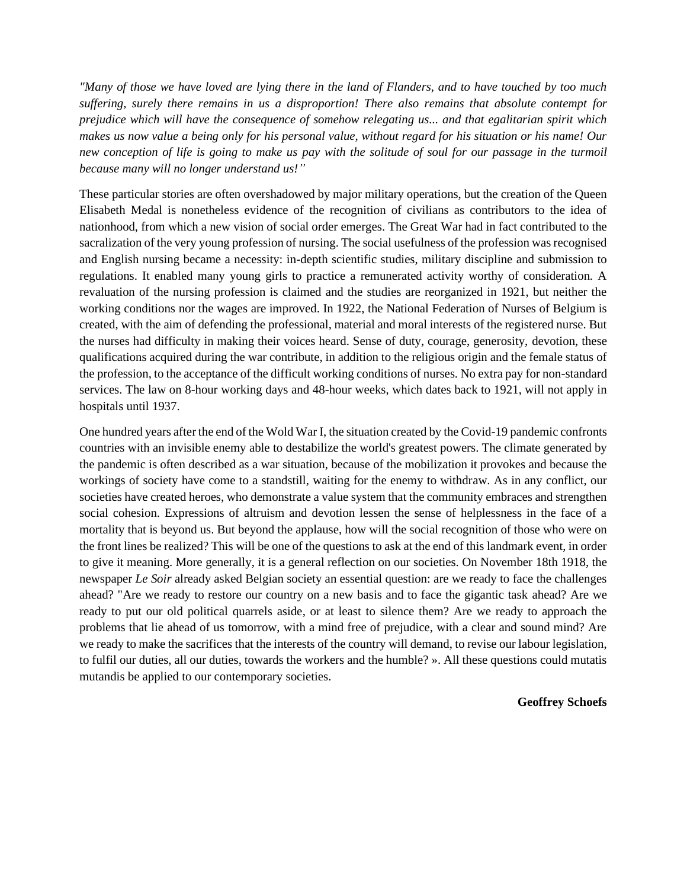*"Many of those we have loved are lying there in the land of Flanders, and to have touched by too much suffering, surely there remains in us a disproportion! There also remains that absolute contempt for prejudice which will have the consequence of somehow relegating us... and that egalitarian spirit which makes us now value a being only for his personal value, without regard for his situation or his name! Our new conception of life is going to make us pay with the solitude of soul for our passage in the turmoil because many will no longer understand us!"*

These particular stories are often overshadowed by major military operations, but the creation of the Queen Elisabeth Medal is nonetheless evidence of the recognition of civilians as contributors to the idea of nationhood, from which a new vision of social order emerges. The Great War had in fact contributed to the sacralization of the very young profession of nursing. The social usefulness of the profession was recognised and English nursing became a necessity: in-depth scientific studies, military discipline and submission to regulations. It enabled many young girls to practice a remunerated activity worthy of consideration. A revaluation of the nursing profession is claimed and the studies are reorganized in 1921, but neither the working conditions nor the wages are improved. In 1922, the National Federation of Nurses of Belgium is created, with the aim of defending the professional, material and moral interests of the registered nurse. But the nurses had difficulty in making their voices heard. Sense of duty, courage, generosity, devotion, these qualifications acquired during the war contribute, in addition to the religious origin and the female status of the profession, to the acceptance of the difficult working conditions of nurses. No extra pay for non-standard services. The law on 8-hour working days and 48-hour weeks, which dates back to 1921, will not apply in hospitals until 1937.

One hundred years after the end of the Wold War I, the situation created by the Covid-19 pandemic confronts countries with an invisible enemy able to destabilize the world's greatest powers. The climate generated by the pandemic is often described as a war situation, because of the mobilization it provokes and because the workings of society have come to a standstill, waiting for the enemy to withdraw. As in any conflict, our societies have created heroes, who demonstrate a value system that the community embraces and strengthen social cohesion. Expressions of altruism and devotion lessen the sense of helplessness in the face of a mortality that is beyond us. But beyond the applause, how will the social recognition of those who were on the front lines be realized? This will be one of the questions to ask at the end of this landmark event, in order to give it meaning. More generally, it is a general reflection on our societies. On November 18th 1918, the newspaper *Le Soir* already asked Belgian society an essential question: are we ready to face the challenges ahead? "Are we ready to restore our country on a new basis and to face the gigantic task ahead? Are we ready to put our old political quarrels aside, or at least to silence them? Are we ready to approach the problems that lie ahead of us tomorrow, with a mind free of prejudice, with a clear and sound mind? Are we ready to make the sacrifices that the interests of the country will demand, to revise our labour legislation, to fulfil our duties, all our duties, towards the workers and the humble? ». All these questions could mutatis mutandis be applied to our contemporary societies.

**Geoffrey Schoefs**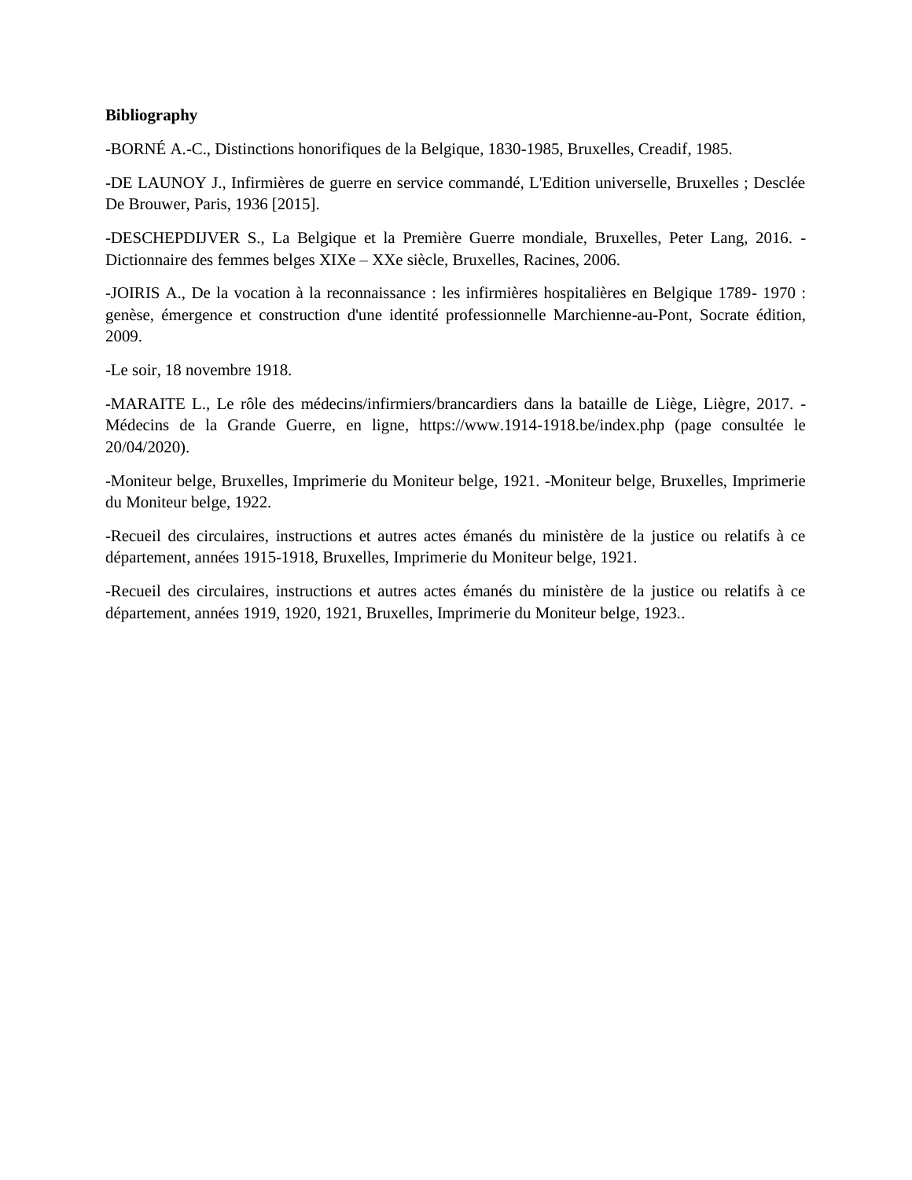**Bibliography**

-BORNÉ A.-C., Distinctions honorifiques de la Belgique, 1830-1985, Bruxelles, Creadif, 1985.

-DE LAUNOY J., Infirmières de guerre en service commandé, L'Edition universelle, Bruxelles ; Desclée De Brouwer, Paris, 1936 [2015].

-DESCHEPDIJVER S., La Belgique et la Première Guerre mondiale, Bruxelles, Peter Lang, 2016. -Dictionnaire des femmes belges XIXe – XXe siècle, Bruxelles, Racines, 2006.

-JOIRIS A., De la vocation à la reconnaissance : les infirmières hospitalières en Belgique 1789- 1970 : genèse, émergence et construction d'une identité professionnelle Marchienne-au-Pont, Socrate édition, 2009.

-Le soir, 18 novembre 1918.

-MARAITE L., Le rôle des médecins/infirmiers/brancardiers dans la bataille de Liège, Liègre, 2017. -Médecins de la Grande Guerre, en ligne, https://www.1914-1918.be/index.php (page consultée le 20/04/2020).

-Moniteur belge, Bruxelles, Imprimerie du Moniteur belge, 1921. -Moniteur belge, Bruxelles, Imprimerie du Moniteur belge, 1922.

-Recueil des circulaires, instructions et autres actes émanés du ministère de la justice ou relatifs à ce département, années 1915-1918, Bruxelles, Imprimerie du Moniteur belge, 1921.

-Recueil des circulaires, instructions et autres actes émanés du ministère de la justice ou relatifs à ce département, années 1919, 1920, 1921, Bruxelles, Imprimerie du Moniteur belge, 1923..